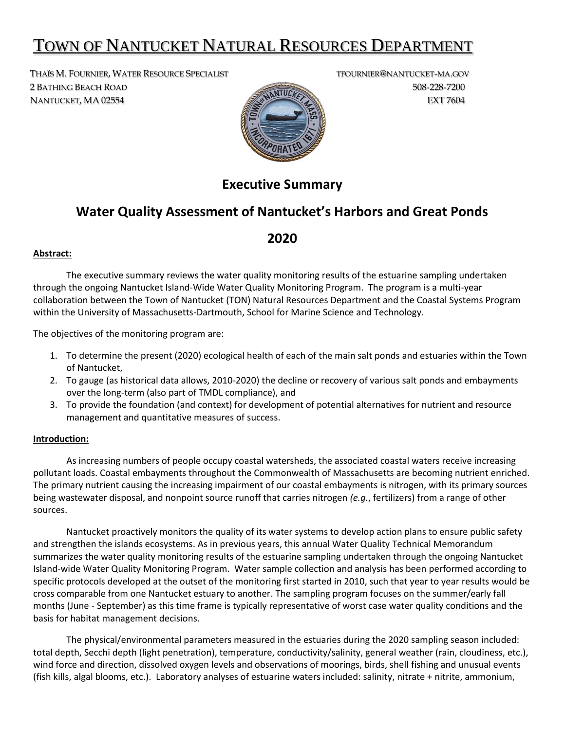# TOWN OF NANTUCKET NATURAL RESOURCES DEPARTMENT

THAÏS M. FOURNIER, WATER RESOURCE SPECIALIST
2 BATHING BEACH ROAD
NANTUCKET, MA 02554

TFOURNIER@NANTUCKET-MA.GOV
508-228-7200
EXT 7604

## Executive Summary

## Water Quality Assessment of Nantucket's Harbors and Great Ponds

## 2020

**Abstract:**

The executive summary reviews the water quality monitoring results of the estuarine sampling undertaken through the ongoing Nantucket Island-Wide Water Quality Monitoring Program. The program is a multi-year collaboration between the Town of Nantucket (TON) Natural Resources Department and the Coastal Systems Program within the University of Massachusetts-Dartmouth, School for Marine Science and Technology.

The objectives of the monitoring program are:

1. To determine the present (2020) ecological health of each of the main salt ponds and estuaries within the Town of Nantucket,
2. To gauge (as historical data allows, 2010-2020) the decline or recovery of various salt ponds and embayments over the long-term (also part of TMDL compliance), and
3. To provide the foundation (and context) for development of potential alternatives for nutrient and resource management and quantitative measures of success.

**Introduction:**

As increasing numbers of people occupy coastal watersheds, the associated coastal waters receive increasing pollutant loads. Coastal embayments throughout the Commonwealth of Massachusetts are becoming nutrient enriched. The primary nutrient causing the increasing impairment of our coastal embayments is nitrogen, with its primary sources being wastewater disposal, and nonpoint source runoff that carries nitrogen *(e.g.*, fertilizers) from a range of other sources.

Nantucket proactively monitors the quality of its water systems to develop action plans to ensure public safety and strengthen the islands ecosystems. As in previous years, this annual Water Quality Technical Memorandum summarizes the water quality monitoring results of the estuarine sampling undertaken through the ongoing Nantucket Island-wide Water Quality Monitoring Program. Water sample collection and analysis has been performed according to specific protocols developed at the outset of the monitoring first started in 2010, such that year to year results would be cross comparable from one Nantucket estuary to another. The sampling program focuses on the summer/early fall months (June - September) as this time frame is typically representative of worst case water quality conditions and the basis for habitat management decisions.

The physical/environmental parameters measured in the estuaries during the 2020 sampling season included: total depth, Secchi depth (light penetration), temperature, conductivity/salinity, general weather (rain, cloudiness, etc.), wind force and direction, dissolved oxygen levels and observations of moorings, birds, shell fishing and unusual events (fish kills, algal blooms, etc.). Laboratory analyses of estuarine waters included: salinity, nitrate + nitrite, ammonium,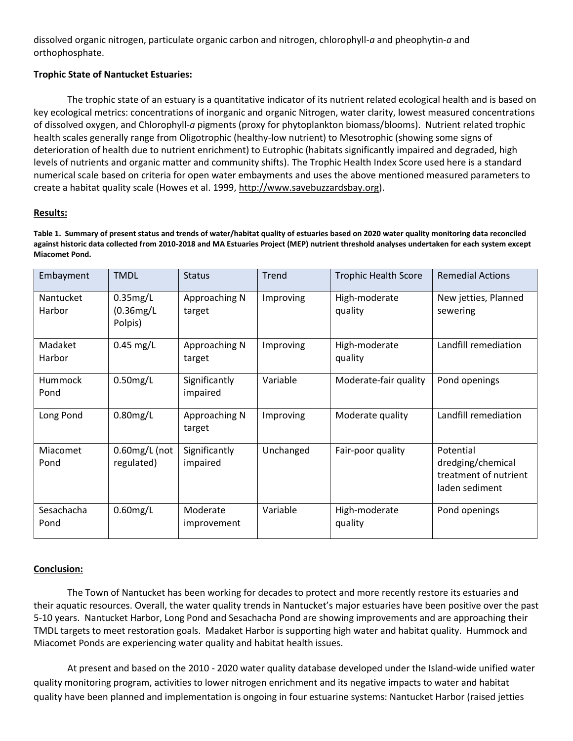dissolved organic nitrogen, particulate organic carbon and nitrogen, chlorophyll-*a* and pheophytin-*a* and orthophosphate.

**Trophic State of Nantucket Estuaries:**

The trophic state of an estuary is a quantitative indicator of its nutrient related ecological health and is based on key ecological metrics: concentrations of inorganic and organic Nitrogen, water clarity, lowest measured concentrations of dissolved oxygen, and Chlorophyll-*a* pigments (proxy for phytoplankton biomass/blooms). Nutrient related trophic health scales generally range from Oligotrophic (healthy-low nutrient) to Mesotrophic (showing some signs of deterioration of health due to nutrient enrichment) to Eutrophic (habitats significantly impaired and degraded, high levels of nutrients and organic matter and community shifts). The Trophic Health Index Score used here is a standard numerical scale based on criteria for open water embayments and uses the above mentioned measured parameters to create a habitat quality scale (Howes et al. 1999, http://www.savebuzzardsbay.org).

## Results:

**Table 1. Summary of present status and trends of water/habitat quality of estuaries based on 2020 water quality monitoring data reconciled against historic data collected from 2010-2018 and MA Estuaries Project (MEP) nutrient threshold analyses undertaken for each system except Miacomet Pond.**

| Embayment | TMDL | Status | Trend | Trophic Health Score | Remedial Actions |
|---|---|---|---|---|---|
| Nantucket Harbor | 0.35mg/L (0.36mg/L Polpis) | Approaching N target | Improving | High-moderate quality | New jetties, Planned sewering |
| Madaket Harbor | 0.45 mg/L | Approaching N target | Improving | High-moderate quality | Landfill remediation |
| Hummock Pond | 0.50mg/L | Significantly impaired | Variable | Moderate-fair quality | Pond openings |
| Long Pond | 0.80mg/L | Approaching N target | Improving | Moderate quality | Landfill remediation |
| Miacomet Pond | 0.60mg/L (not regulated) | Significantly impaired | Unchanged | Fair-poor quality | Potential dredging/chemical treatment of nutrient laden sediment |
| Sesachacha Pond | 0.60mg/L | Moderate improvement | Variable | High-moderate quality | Pond openings |

## Conclusion:

The Town of Nantucket has been working for decades to protect and more recently restore its estuaries and their aquatic resources. Overall, the water quality trends in Nantucket's major estuaries have been positive over the past 5-10 years. Nantucket Harbor, Long Pond and Sesachacha Pond are showing improvements and are approaching their TMDL targets to meet restoration goals. Madaket Harbor is supporting high water and habitat quality. Hummock and Miacomet Ponds are experiencing water quality and habitat health issues.

At present and based on the 2010 - 2020 water quality database developed under the Island-wide unified water quality monitoring program, activities to lower nitrogen enrichment and its negative impacts to water and habitat quality have been planned and implementation is ongoing in four estuarine systems: Nantucket Harbor (raised jetties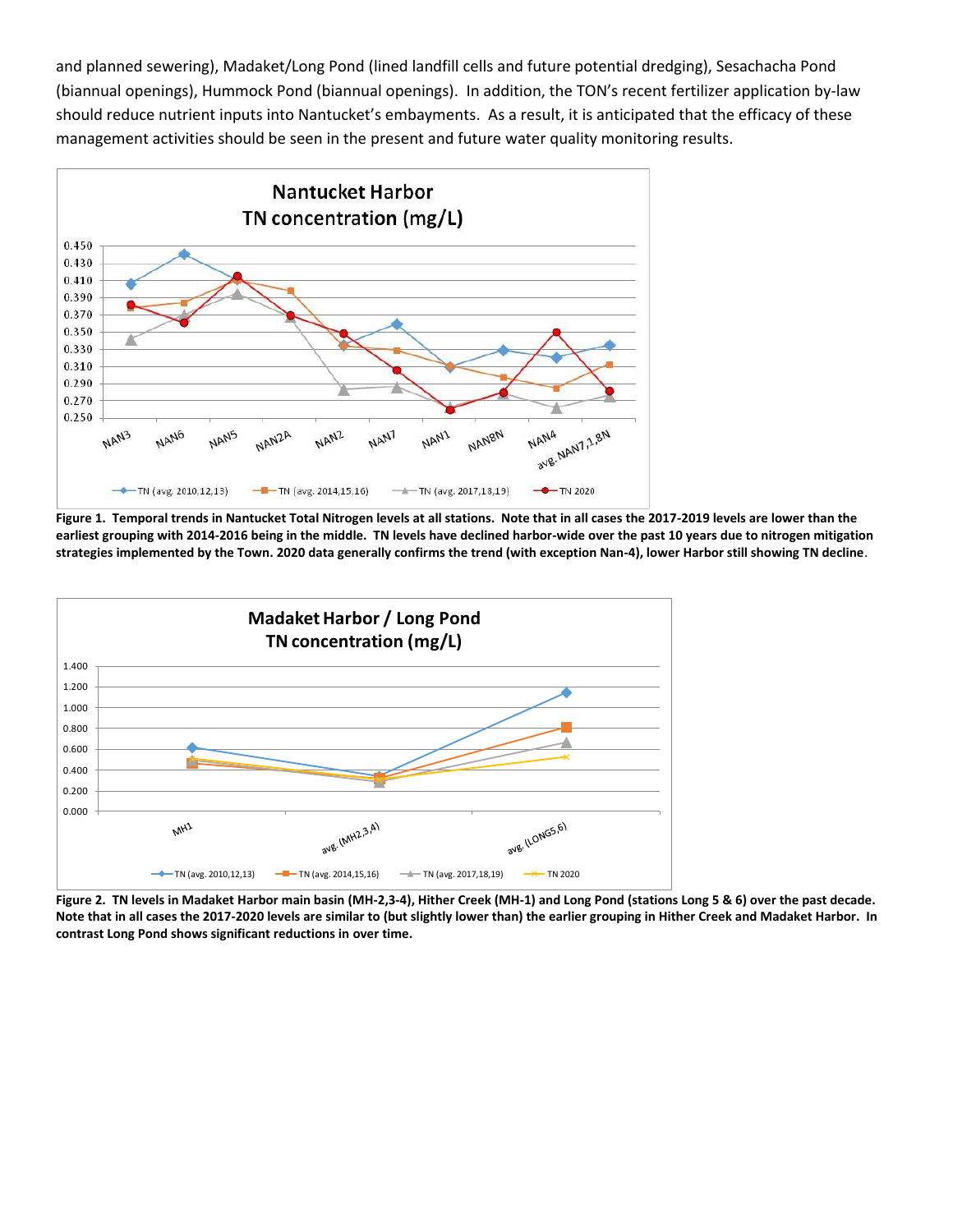and planned sewering), Madaket/Long Pond (lined landfill cells and future potential dredging), Sesachacha Pond (biannual openings), Hummock Pond (biannual openings). In addition, the TON's recent fertilizer application by-law should reduce nutrient inputs into Nantucket's embayments. As a result, it is anticipated that the efficacy of these management activities should be seen in the present and future water quality monitoring results.

**Figure 1. Temporal trends in Nantucket Total Nitrogen levels at all stations. Note that in all cases the 2017-2019 levels are lower than the earliest grouping with 2014-2016 being in the middle. TN levels have declined harbor-wide over the past 10 years due to nitrogen mitigation strategies implemented by the Town. 2020 data generally confirms the trend (with exception Nan-4), lower Harbor still showing TN decline**.

**Figure 2. TN levels in Madaket Harbor main basin (MH-2,3-4), Hither Creek (MH-1) and Long Pond (stations Long 5 & 6) over the past decade. Note that in all cases the 2017-2020 levels are similar to (but slightly lower than) the earlier grouping in Hither Creek and Madaket Harbor. In contrast Long Pond shows significant reductions in over time.**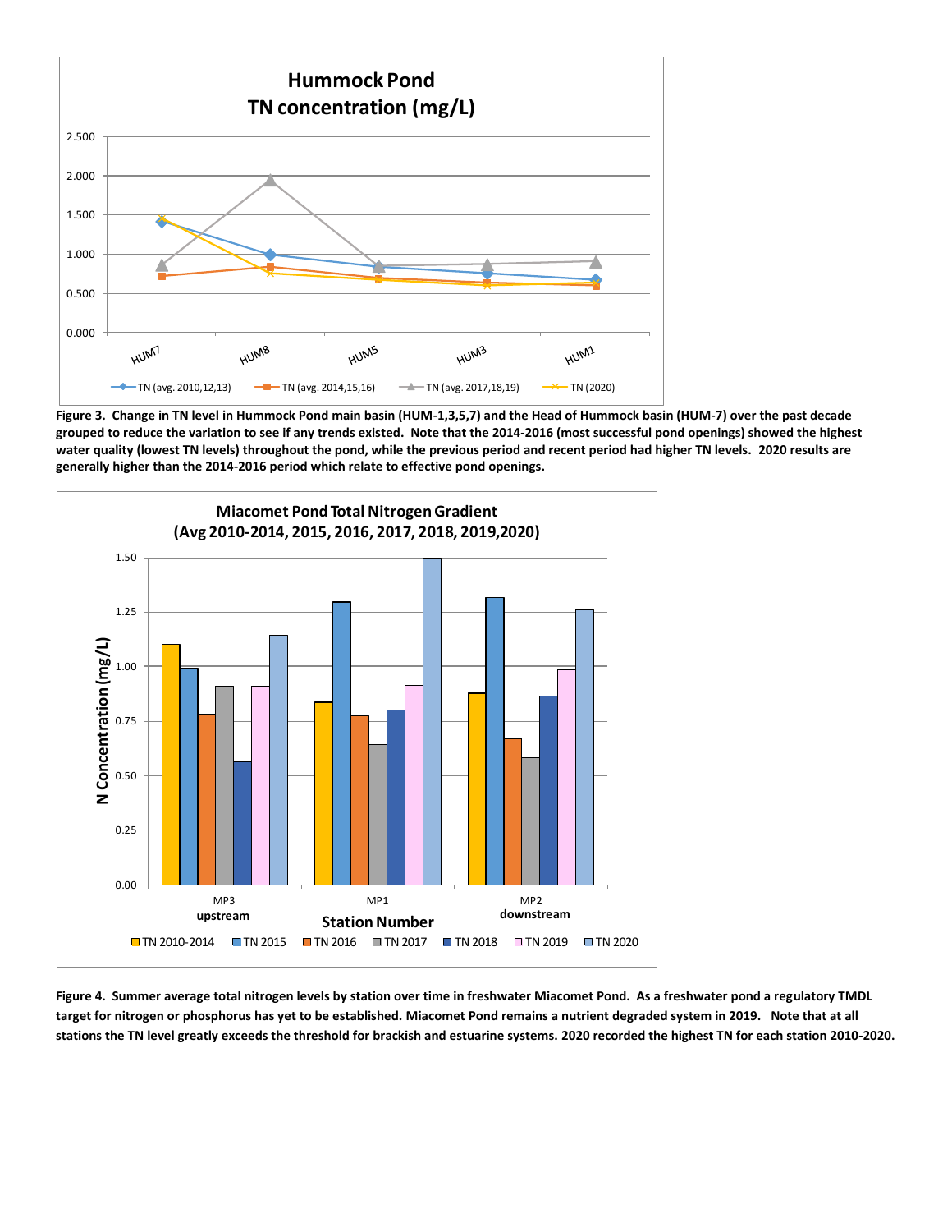**Hummock Pond**
**TN concentration (mg/L)**

**Figure 3. Change in TN level in Hummock Pond main basin (HUM-1,3,5,7) and the Head of Hummock basin (HUM-7) over the past decade grouped to reduce the variation to see if any trends existed. Note that the 2014-2016 (most successful pond openings) showed the highest water quality (lowest TN levels) throughout the pond, while the previous period and recent period had higher TN levels. 2020 results are generally higher than the 2014-2016 period which relate to effective pond openings.**

**Miacomet Pond Total Nitrogen Gradient**
**(Avg 2010-2014, 2015, 2016, 2017, 2018, 2019,2020)**

**Figure 4. Summer average total nitrogen levels by station over time in freshwater Miacomet Pond. As a freshwater pond a regulatory TMDL target for nitrogen or phosphorus has yet to be established. Miacomet Pond remains a nutrient degraded system in 2019. Note that at all stations the TN level greatly exceeds the threshold for brackish and estuarine systems. 2020 recorded the highest TN for each station 2010-2020.**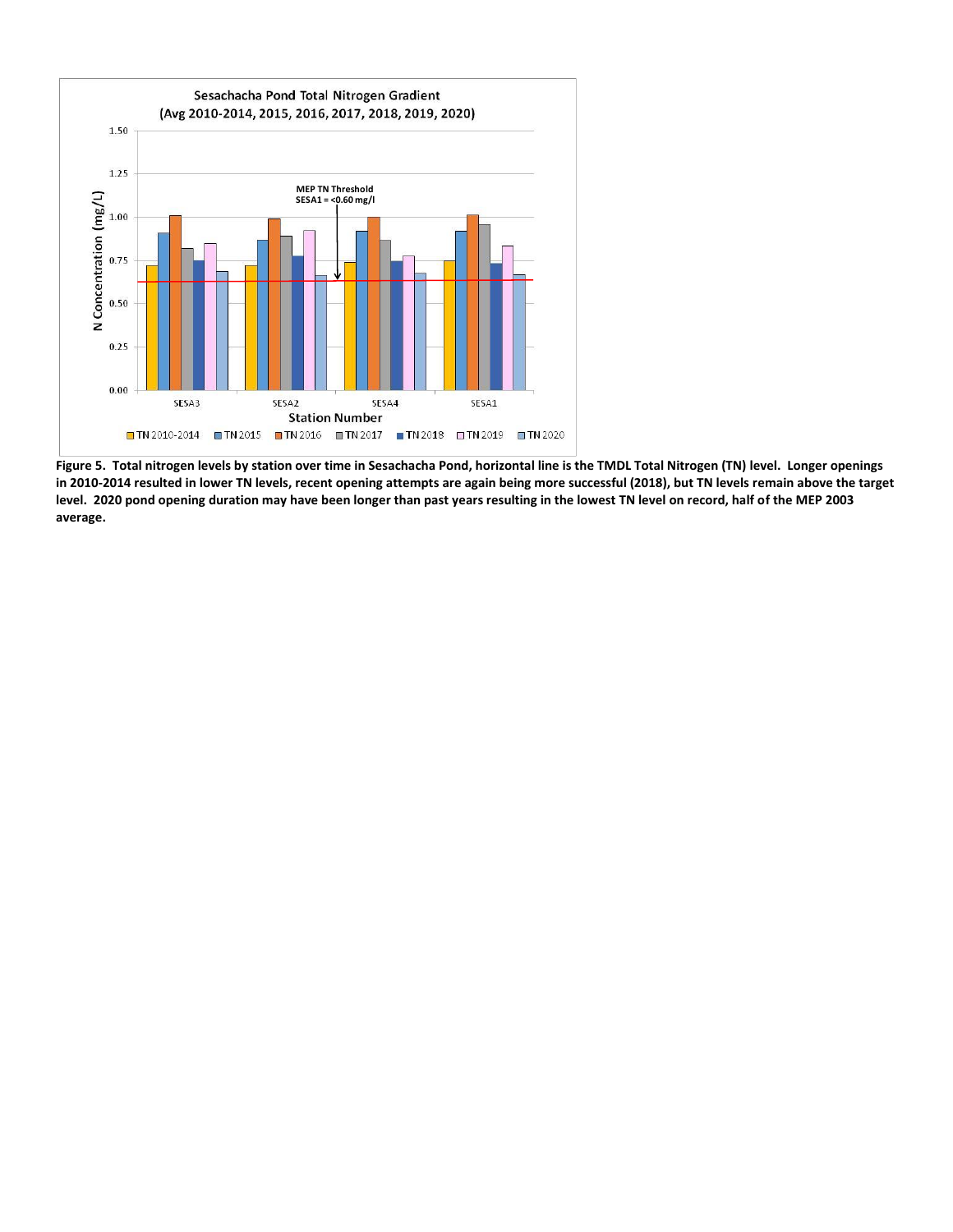Sesachacha Pond Total Nitrogen Gradient
(Avg 2010-2014, 2015, 2016, 2017, 2018, 2019, 2020)

1.50
1.25
1.00
0.75
0.50
0.25
0.00

N Concentration (mg/L)

MEP TN Threshold
SESA1 = <0.60 mg/l

SESA3
SESA2
SESA4
SESA1

Station Number

TN 2010-2014
TN 2015
TN 2016
TN 2017
TN 2018
TN 2019
TN 2020

**Figure 5. Total nitrogen levels by station over time in Sesachacha Pond, horizontal line is the TMDL Total Nitrogen (TN) level. Longer openings in 2010-2014 resulted in lower TN levels, recent opening attempts are again being more successful (2018), but TN levels remain above the target level. 2020 pond opening duration may have been longer than past years resulting in the lowest TN level on record, half of the MEP 2003 average.**